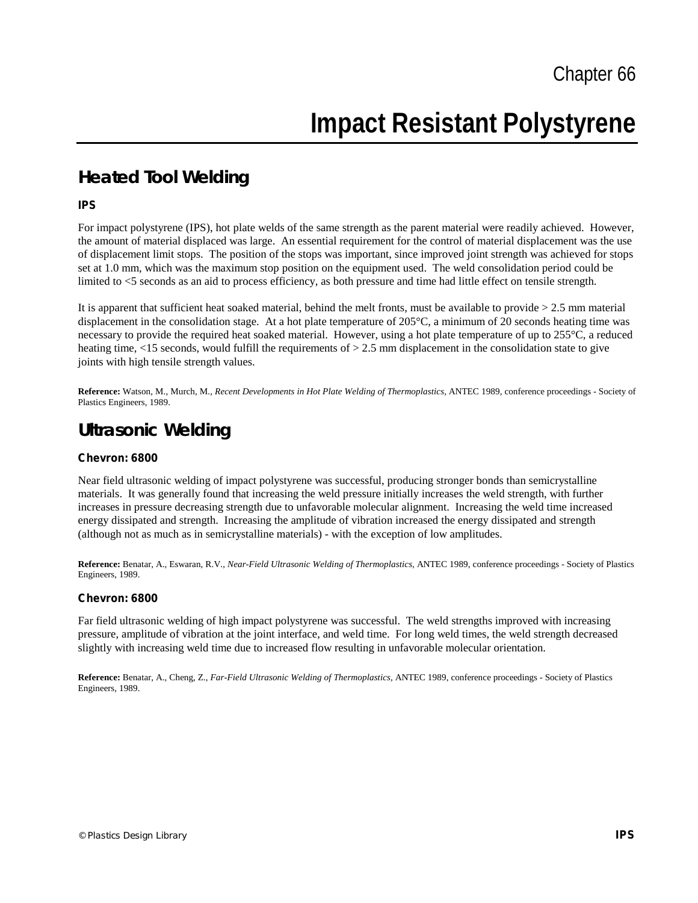Chapter 66

# Impact Resistant Polystyrene

## Heated Tool Welding

### IPS

For impact polystyrene (IPS), hot plate welds of the same strength as the parent material were readily achieved. However, the amount of material displaced was large. An essential requirement for the control of material displacement was the use of displacement limit stops. The position of the stops was important, since improved joint strength was achieved for stops set at 1.0 mm, which was the maximum stop position on the equipment used. The weld consolidation period could be limited to <5 seconds as an aid to process efficiency, as both pressure and time had little effect on tensile strength.

It is apparent that sufficient heat soaked material, behind the melt fronts, must be available to provide > 2.5 mm material displacement in the consolidation stage. At a hot plate temperature of 205°C, a minimum of 20 seconds heating time was necessary to provide the required heat soaked material. However, using a hot plate temperature of up to 255°C, a reduced heating time, <15 seconds, would fulfill the requirements of > 2.5 mm displacement in the consolidation state to give joints with high tensile strength values.

**Reference:** Watson, M., Murch, M., *Recent Developments in Hot Plate Welding of Thermoplastics*, ANTEC 1989, conference proceedings - Society of Plastics Engineers, 1989.

## Ultrasonic Welding

### Chevron: 6800

Near field ultrasonic welding of impact polystyrene was successful, producing stronger bonds than semicrystalline materials. It was generally found that increasing the weld pressure initially increases the weld strength, with further increases in pressure decreasing strength due to unfavorable molecular alignment. Increasing the weld time increased energy dissipated and strength. Increasing the amplitude of vibration increased the energy dissipated and strength (although not as much as in semicrystalline materials) - with the exception of low amplitudes.

**Reference:** Benatar, A., Eswaran, R.V., *Near-Field Ultrasonic Welding of Thermoplastics*, ANTEC 1989, conference proceedings - Society of Plastics Engineers, 1989.

### Chevron: 6800

Far field ultrasonic welding of high impact polystyrene was successful. The weld strengths improved with increasing pressure, amplitude of vibration at the joint interface, and weld time. For long weld times, the weld strength decreased slightly with increasing weld time due to increased flow resulting in unfavorable molecular orientation.

**Reference:** Benatar, A., Cheng, Z., *Far-Field Ultrasonic Welding of Thermoplastics*, ANTEC 1989, conference proceedings - Society of Plastics Engineers, 1989.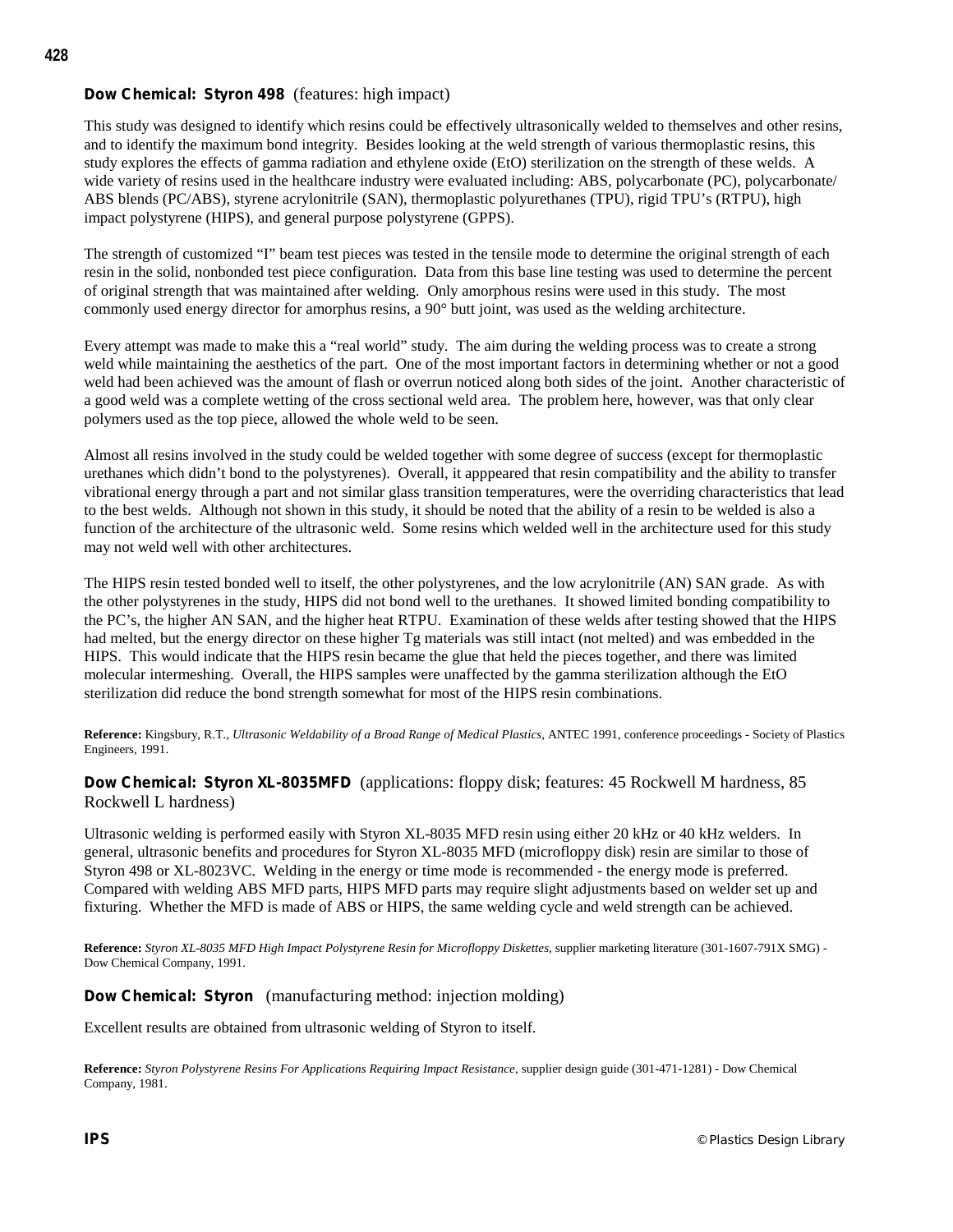**Dow Chemical: Styron 498** (features: high impact)

This study was designed to identify which resins could be effectively ultrasonically welded to themselves and other resins, and to identify the maximum bond integrity. Besides looking at the weld strength of various thermoplastic resins, this study explores the effects of gamma radiation and ethylene oxide (EtO) sterilization on the strength of these welds. A wide variety of resins used in the healthcare industry were evaluated including: ABS, polycarbonate (PC), polycarbonate/ABS blends (PC/ABS), styrene acrylonitrile (SAN), thermoplastic polyurethanes (TPU), rigid TPU's (RTPU), high impact polystyrene (HIPS), and general purpose polystyrene (GPPS).

The strength of customized "I" beam test pieces was tested in the tensile mode to determine the original strength of each resin in the solid, nonbonded test piece configuration. Data from this base line testing was used to determine the percent of original strength that was maintained after welding. Only amorphous resins were used in this study. The most commonly used energy director for amorphus resins, a 90° butt joint, was used as the welding architecture.

Every attempt was made to make this a "real world" study. The aim during the welding process was to create a strong weld while maintaining the aesthetics of the part. One of the most important factors in determining whether or not a good weld had been achieved was the amount of flash or overrun noticed along both sides of the joint. Another characteristic of a good weld was a complete wetting of the cross sectional weld area. The problem here, however, was that only clear polymers used as the top piece, allowed the whole weld to be seen.

Almost all resins involved in the study could be welded together with some degree of success (except for thermoplastic urethanes which didn't bond to the polystyrenes). Overall, it apppeared that resin compatibility and the ability to transfer vibrational energy through a part and not similar glass transition temperatures, were the overriding characteristics that lead to the best welds. Although not shown in this study, it should be noted that the ability of a resin to be welded is also a function of the architecture of the ultrasonic weld. Some resins which welded well in the architecture used for this study may not weld well with other architectures.

The HIPS resin tested bonded well to itself, the other polystyrenes, and the low acrylonitrile (AN) SAN grade. As with the other polystyrenes in the study, HIPS did not bond well to the urethanes. It showed limited bonding compatibility to the PC's, the higher AN SAN, and the higher heat RTPU. Examination of these welds after testing showed that the HIPS had melted, but the energy director on these higher Tg materials was still intact (not melted) and was embedded in the HIPS. This would indicate that the HIPS resin became the glue that held the pieces together, and there was limited molecular intermeshing. Overall, the HIPS samples were unaffected by the gamma sterilization although the EtO sterilization did reduce the bond strength somewhat for most of the HIPS resin combinations.

**Reference:** Kingsbury, R.T., *Ultrasonic Weldability of a Broad Range of Medical Plastics*, ANTEC 1991, conference proceedings - Society of Plastics Engineers, 1991.

**Dow Chemical: Styron XL-8035MFD** (applications: floppy disk; features: 45 Rockwell M hardness, 85 Rockwell L hardness)

Ultrasonic welding is performed easily with Styron XL-8035 MFD resin using either 20 kHz or 40 kHz welders. In general, ultrasonic benefits and procedures for Styron XL-8035 MFD (microfloppy disk) resin are similar to those of Styron 498 or XL-8023VC. Welding in the energy or time mode is recommended - the energy mode is preferred. Compared with welding ABS MFD parts, HIPS MFD parts may require slight adjustments based on welder set up and fixturing. Whether the MFD is made of ABS or HIPS, the same welding cycle and weld strength can be achieved.

**Reference:** *Styron XL-8035 MFD High Impact Polystyrene Resin for Microfloppy Diskettes*, supplier marketing literature (301-1607-791X SMG) - Dow Chemical Company, 1991.

**Dow Chemical: Styron** (manufacturing method: injection molding)

Excellent results are obtained from ultrasonic welding of Styron to itself.

**Reference:** *Styron Polystyrene Resins For Applications Requiring Impact Resistance*, supplier design guide (301-471-1281) - Dow Chemical Company, 1981.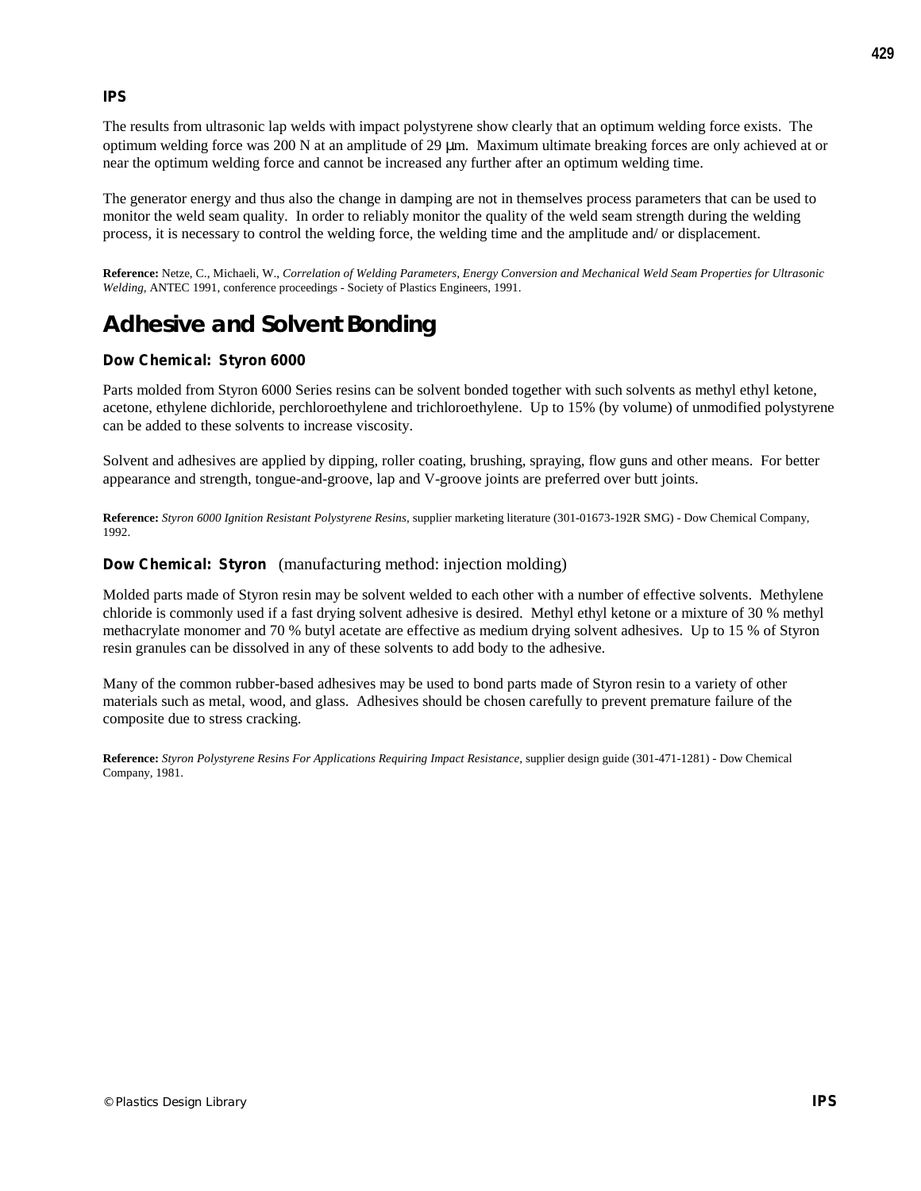### IPS

The results from ultrasonic lap welds with impact polystyrene show clearly that an optimum welding force exists. The optimum welding force was 200 N at an amplitude of 29 μm. Maximum ultimate breaking forces are only achieved at or near the optimum welding force and cannot be increased any further after an optimum welding time.

The generator energy and thus also the change in damping are not in themselves process parameters that can be used to monitor the weld seam quality. In order to reliably monitor the quality of the weld seam strength during the welding process, it is necessary to control the welding force, the welding time and the amplitude and/ or displacement.

**Reference:** Netze, C., Michaeli, W., *Correlation of Welding Parameters, Energy Conversion and Mechanical Weld Seam Properties for Ultrasonic Welding,* ANTEC 1991, conference proceedings - Society of Plastics Engineers, 1991.

## Adhesive and Solvent Bonding

### Dow Chemical: Styron 6000

Parts molded from Styron 6000 Series resins can be solvent bonded together with such solvents as methyl ethyl ketone, acetone, ethylene dichloride, perchloroethylene and trichloroethylene. Up to 15% (by volume) of unmodified polystyrene can be added to these solvents to increase viscosity.

Solvent and adhesives are applied by dipping, roller coating, brushing, spraying, flow guns and other means. For better appearance and strength, tongue-and-groove, lap and V-groove joints are preferred over butt joints.

**Reference:** *Styron 6000 Ignition Resistant Polystyrene Resins,* supplier marketing literature (301-01673-192R SMG) - Dow Chemical Company, 1992.

### Dow Chemical: Styron (manufacturing method: injection molding)

Molded parts made of Styron resin may be solvent welded to each other with a number of effective solvents. Methylene chloride is commonly used if a fast drying solvent adhesive is desired. Methyl ethyl ketone or a mixture of 30 % methyl methacrylate monomer and 70 % butyl acetate are effective as medium drying solvent adhesives. Up to 15 % of Styron resin granules can be dissolved in any of these solvents to add body to the adhesive.

Many of the common rubber-based adhesives may be used to bond parts made of Styron resin to a variety of other materials such as metal, wood, and glass. Adhesives should be chosen carefully to prevent premature failure of the composite due to stress cracking.

**Reference:** *Styron Polystyrene Resins For Applications Requiring Impact Resistance,* supplier design guide (301-471-1281) - Dow Chemical Company, 1981.